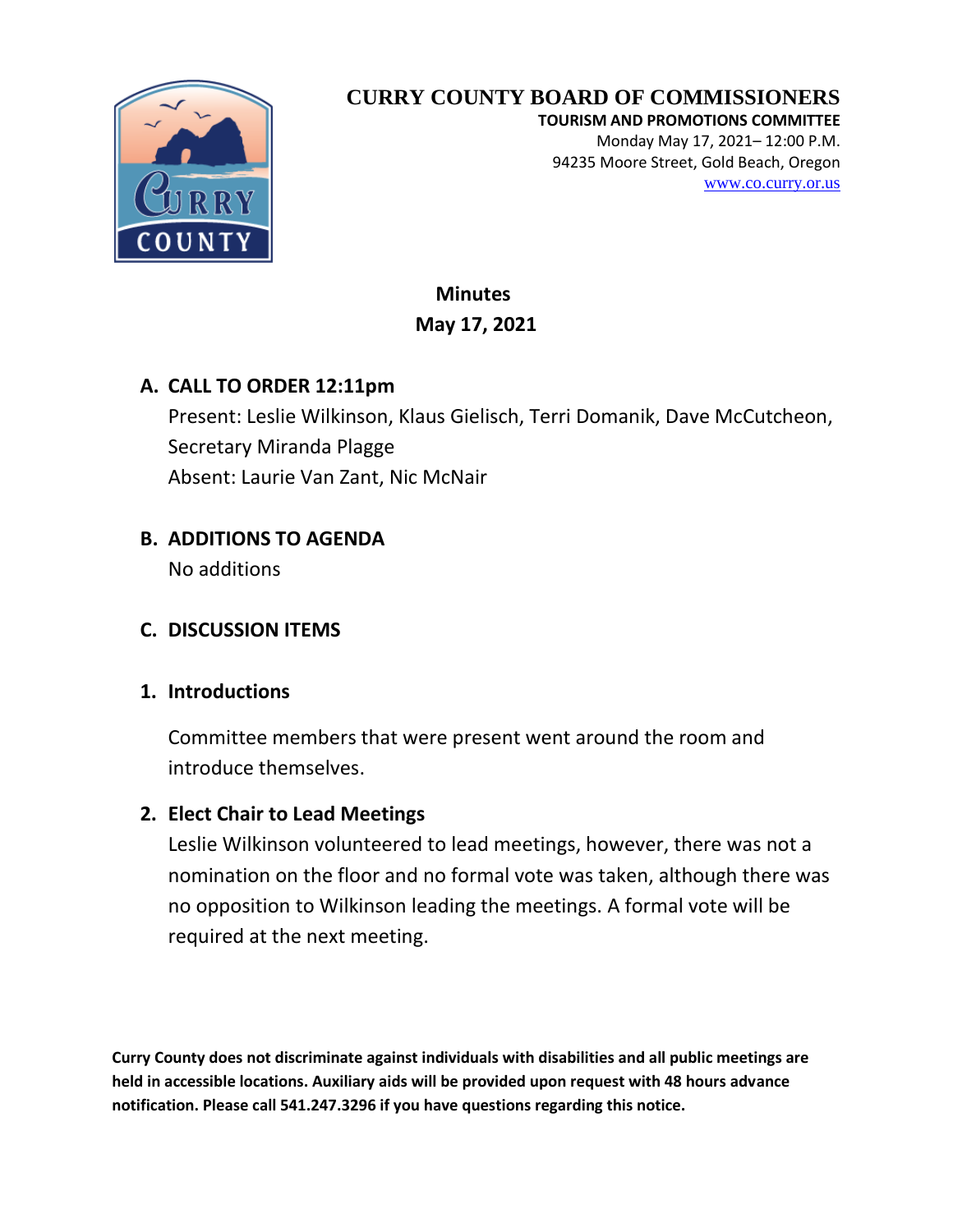# CURRY COUNTY BOARD OF COMMISSIONERS

**TOURISM AND PROMOTIONS COMMITTEE**

Monday May 17, 2021– 12:00 P.M.

94235 Moore Street, Gold Beach, Oregon

www.co.curry.or.us

## Minutes
## May 17, 2021

### A. CALL TO ORDER 12:11pm

Present: Leslie Wilkinson, Klaus Gielisch, Terri Domanik, Dave McCutcheon, Secretary Miranda Plagge

Absent: Laurie Van Zant, Nic McNair

### B. ADDITIONS TO AGENDA

No additions

### C. DISCUSSION ITEMS

### 1. Introductions

Committee members that were present went around the room and introduce themselves.

### 2. Elect Chair to Lead Meetings

Leslie Wilkinson volunteered to lead meetings, however, there was not a nomination on the floor and no formal vote was taken, although there was no opposition to Wilkinson leading the meetings. A formal vote will be required at the next meeting.

**Curry County does not discriminate against individuals with disabilities and all public meetings are held in accessible locations. Auxiliary aids will be provided upon request with 48 hours advance notification. Please call 541.247.3296 if you have questions regarding this notice.**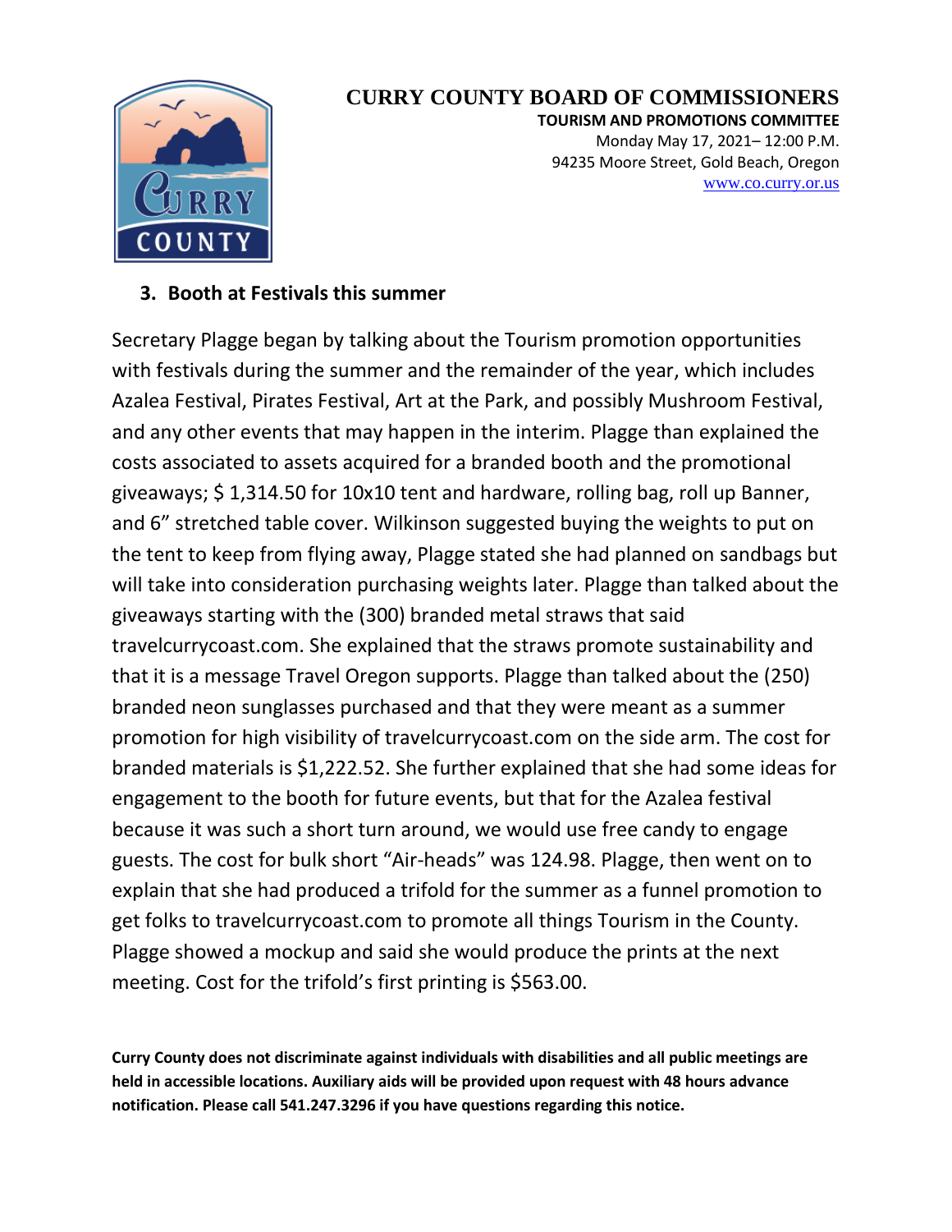# CURRY COUNTY BOARD OF COMMISSIONERS

**TOURISM AND PROMOTIONS COMMITTEE**
Monday May 17, 2021– 12:00 P.M.
94235 Moore Street, Gold Beach, Oregon
www.co.curry.or.us

3. **Booth at Festivals this summer**

Secretary Plagge began by talking about the Tourism promotion opportunities with festivals during the summer and the remainder of the year, which includes Azalea Festival, Pirates Festival, Art at the Park, and possibly Mushroom Festival, and any other events that may happen in the interim. Plagge than explained the costs associated to assets acquired for a branded booth and the promotional giveaways; $ 1,314.50 for 10x10 tent and hardware, rolling bag, roll up Banner, and 6" stretched table cover. Wilkinson suggested buying the weights to put on the tent to keep from flying away, Plagge stated she had planned on sandbags but will take into consideration purchasing weights later. Plagge than talked about the giveaways starting with the (300) branded metal straws that said travelcurrycoast.com. She explained that the straws promote sustainability and that it is a message Travel Oregon supports. Plagge than talked about the (250) branded neon sunglasses purchased and that they were meant as a summer promotion for high visibility of travelcurrycoast.com on the side arm. The cost for branded materials is $1,222.52. She further explained that she had some ideas for engagement to the booth for future events, but that for the Azalea festival because it was such a short turn around, we would use free candy to engage guests. The cost for bulk short "Air-heads" was 124.98. Plagge, then went on to explain that she had produced a trifold for the summer as a funnel promotion to get folks to travelcurrycoast.com to promote all things Tourism in the County. Plagge showed a mockup and said she would produce the prints at the next meeting. Cost for the trifold's first printing is $563.00.

**Curry County does not discriminate against individuals with disabilities and all public meetings are held in accessible locations. Auxiliary aids will be provided upon request with 48 hours advance notification. Please call 541.247.3296 if you have questions regarding this notice.**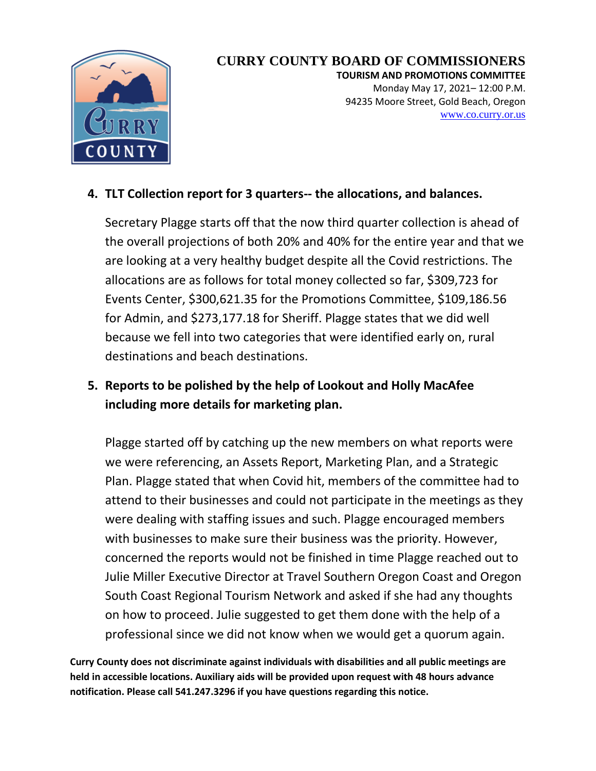# CURRY COUNTY BOARD OF COMMISSIONERS

**TOURISM AND PROMOTIONS COMMITTEE**
Monday May 17, 2021– 12:00 P.M.
94235 Moore Street, Gold Beach, Oregon
www.co.curry.or.us

4. **TLT Collection report for 3 quarters-- the allocations, and balances.**

   Secretary Plagge starts off that the now third quarter collection is ahead of the overall projections of both 20% and 40% for the entire year and that we are looking at a very healthy budget despite all the Covid restrictions. The allocations are as follows for total money collected so far, $309,723 for Events Center, $300,621.35 for the Promotions Committee, $109,186.56 for Admin, and $273,177.18 for Sheriff. Plagge states that we did well because we fell into two categories that were identified early on, rural destinations and beach destinations.

5. **Reports to be polished by the help of Lookout and Holly MacAfee including more details for marketing plan.**

   Plagge started off by catching up the new members on what reports were we were referencing, an Assets Report, Marketing Plan, and a Strategic Plan. Plagge stated that when Covid hit, members of the committee had to attend to their businesses and could not participate in the meetings as they were dealing with staffing issues and such. Plagge encouraged members with businesses to make sure their business was the priority. However, concerned the reports would not be finished in time Plagge reached out to Julie Miller Executive Director at Travel Southern Oregon Coast and Oregon South Coast Regional Tourism Network and asked if she had any thoughts on how to proceed. Julie suggested to get them done with the help of a professional since we did not know when we would get a quorum again.

**Curry County does not discriminate against individuals with disabilities and all public meetings are held in accessible locations. Auxiliary aids will be provided upon request with 48 hours advance notification. Please call 541.247.3296 if you have questions regarding this notice.**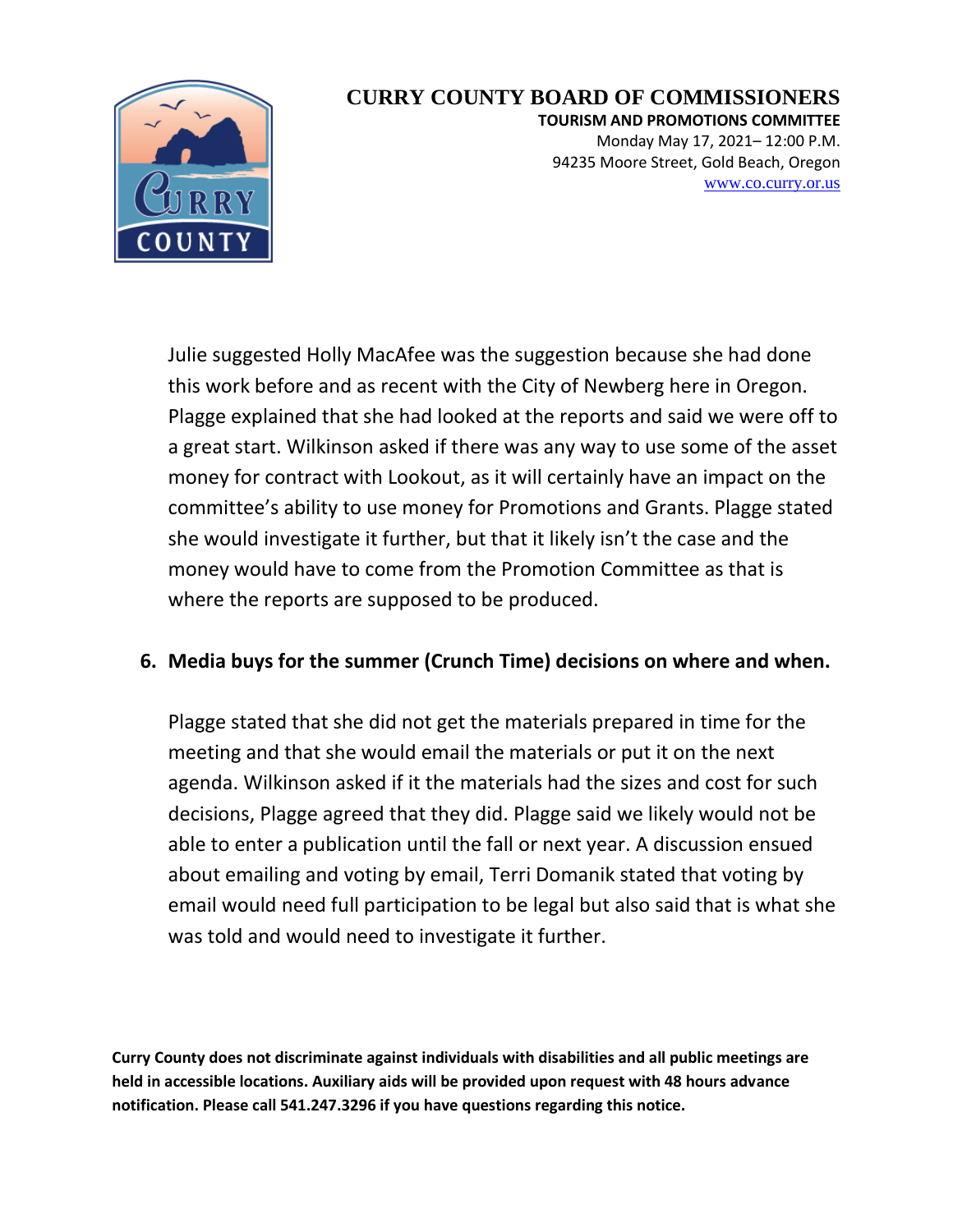Julie suggested Holly MacAfee was the suggestion because she had done this work before and as recent with the City of Newberg here in Oregon. Plagge explained that she had looked at the reports and said we were off to a great start. Wilkinson asked if there was any way to use some of the asset money for contract with Lookout, as it will certainly have an impact on the committee's ability to use money for Promotions and Grants. Plagge stated she would investigate it further, but that it likely isn't the case and the money would have to come from the Promotion Committee as that is where the reports are supposed to be produced.

6. **Media buys for the summer (Crunch Time) decisions on where and when.**

Plagge stated that she did not get the materials prepared in time for the meeting and that she would email the materials or put it on the next agenda. Wilkinson asked if it the materials had the sizes and cost for such decisions, Plagge agreed that they did. Plagge said we likely would not be able to enter a publication until the fall or next year. A discussion ensued about emailing and voting by email, Terri Domanik stated that voting by email would need full participation to be legal but also said that is what she was told and would need to investigate it further.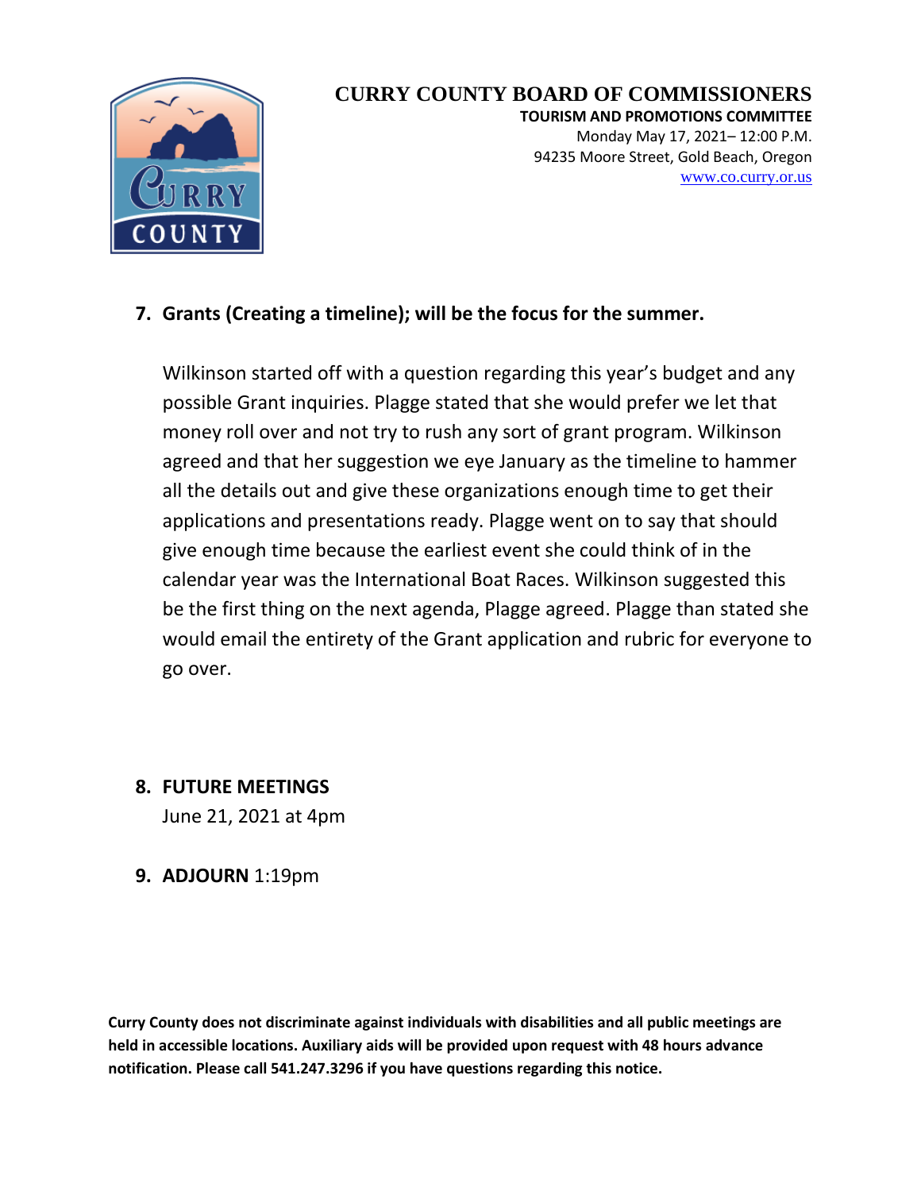**CURRY COUNTY BOARD OF COMMISSIONERS**
**TOURISM AND PROMOTIONS COMMITTEE**
Monday May 17, 2021– 12:00 P.M.
94235 Moore Street, Gold Beach, Oregon
www.co.curry.or.us

7. **Grants (Creating a timeline); will be the focus for the summer.**

   Wilkinson started off with a question regarding this year's budget and any possible Grant inquiries. Plagge stated that she would prefer we let that money roll over and not try to rush any sort of grant program. Wilkinson agreed and that her suggestion we eye January as the timeline to hammer all the details out and give these organizations enough time to get their applications and presentations ready. Plagge went on to say that should give enough time because the earliest event she could think of in the calendar year was the International Boat Races. Wilkinson suggested this be the first thing on the next agenda, Plagge agreed. Plagge than stated she would email the entirety of the Grant application and rubric for everyone to go over.

8. **FUTURE MEETINGS**
   June 21, 2021 at 4pm

9. **ADJOURN** 1:19pm

**Curry County does not discriminate against individuals with disabilities and all public meetings are held in accessible locations. Auxiliary aids will be provided upon request with 48 hours advance notification. Please call 541.247.3296 if you have questions regarding this notice.**